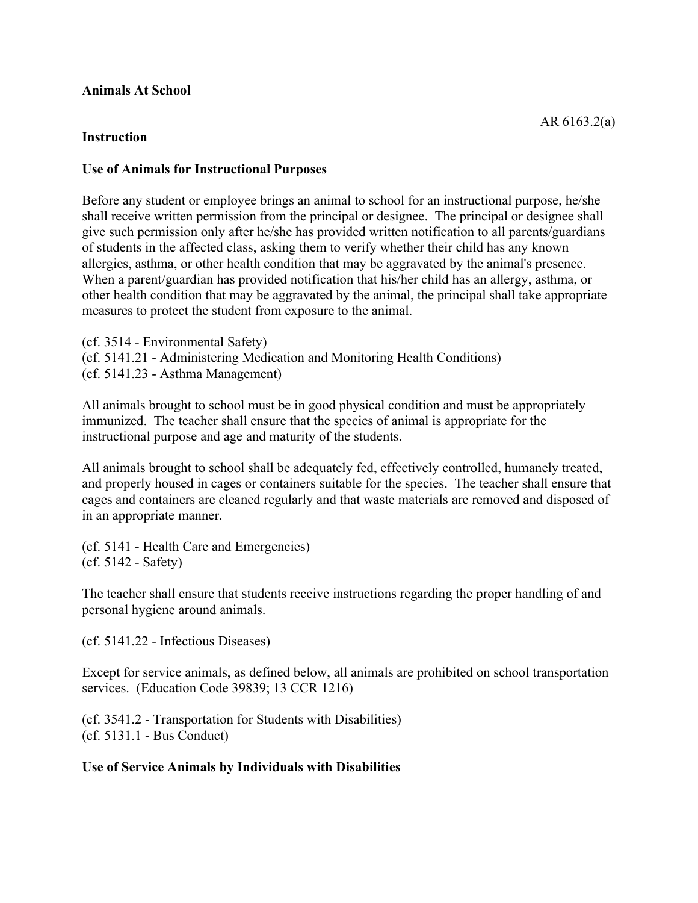**Animals At School**

AR 6163.2(a)

**Instruction**

**Use of Animals for Instructional Purposes**

Before any student or employee brings an animal to school for an instructional purpose, he/she shall receive written permission from the principal or designee. The principal or designee shall give such permission only after he/she has provided written notification to all parents/guardians of students in the affected class, asking them to verify whether their child has any known allergies, asthma, or other health condition that may be aggravated by the animal's presence. When a parent/guardian has provided notification that his/her child has an allergy, asthma, or other health condition that may be aggravated by the animal, the principal shall take appropriate measures to protect the student from exposure to the animal.

(cf. 3514 - Environmental Safety)
(cf. 5141.21 - Administering Medication and Monitoring Health Conditions)
(cf. 5141.23 - Asthma Management)

All animals brought to school must be in good physical condition and must be appropriately immunized. The teacher shall ensure that the species of animal is appropriate for the instructional purpose and age and maturity of the students.

All animals brought to school shall be adequately fed, effectively controlled, humanely treated, and properly housed in cages or containers suitable for the species. The teacher shall ensure that cages and containers are cleaned regularly and that waste materials are removed and disposed of in an appropriate manner.

(cf. 5141 - Health Care and Emergencies)
(cf. 5142 - Safety)

The teacher shall ensure that students receive instructions regarding the proper handling of and personal hygiene around animals.

(cf. 5141.22 - Infectious Diseases)

Except for service animals, as defined below, all animals are prohibited on school transportation services. (Education Code 39839; 13 CCR 1216)

(cf. 3541.2 - Transportation for Students with Disabilities)
(cf. 5131.1 - Bus Conduct)

**Use of Service Animals by Individuals with Disabilities**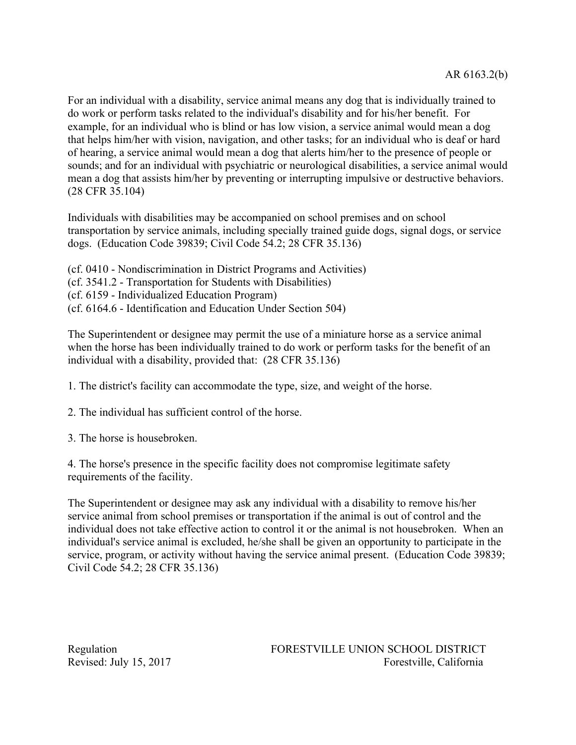For an individual with a disability, service animal means any dog that is individually trained to do work or perform tasks related to the individual's disability and for his/her benefit. For example, for an individual who is blind or has low vision, a service animal would mean a dog that helps him/her with vision, navigation, and other tasks; for an individual who is deaf or hard of hearing, a service animal would mean a dog that alerts him/her to the presence of people or sounds; and for an individual with psychiatric or neurological disabilities, a service animal would mean a dog that assists him/her by preventing or interrupting impulsive or destructive behaviors. (28 CFR 35.104)

Individuals with disabilities may be accompanied on school premises and on school transportation by service animals, including specially trained guide dogs, signal dogs, or service dogs. (Education Code 39839; Civil Code 54.2; 28 CFR 35.136)

(cf. 0410 - Nondiscrimination in District Programs and Activities)
(cf. 3541.2 - Transportation for Students with Disabilities)
(cf. 6159 - Individualized Education Program)
(cf. 6164.6 - Identification and Education Under Section 504)

The Superintendent or designee may permit the use of a miniature horse as a service animal when the horse has been individually trained to do work or perform tasks for the benefit of an individual with a disability, provided that: (28 CFR 35.136)

1. The district's facility can accommodate the type, size, and weight of the horse.

2. The individual has sufficient control of the horse.

3. The horse is housebroken.

4. The horse's presence in the specific facility does not compromise legitimate safety requirements of the facility.

The Superintendent or designee may ask any individual with a disability to remove his/her service animal from school premises or transportation if the animal is out of control and the individual does not take effective action to control it or the animal is not housebroken. When an individual's service animal is excluded, he/she shall be given an opportunity to participate in the service, program, or activity without having the service animal present. (Education Code 39839; Civil Code 54.2; 28 CFR 35.136)

Regulation
Revised: July 15, 2017

FORESTVILLE UNION SCHOOL DISTRICT
Forestville, California